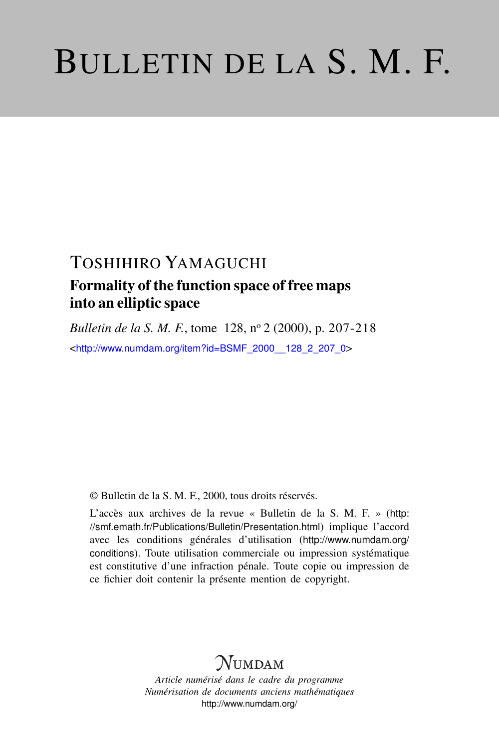# BULLETIN DE LA S. M. F.

## TOSHIHIRO YAMAGUCHI

### Formality of the function space of free maps into an elliptic space

*Bulletin de la S. M. F.*, tome 128, nº 2 (2000), p. 207-218

<http://www.numdam.org/item?id=BSMF_2000__128_2_207_0>

© Bulletin de la S. M. F., 2000, tous droits réservés.

L'accès aux archives de la revue « Bulletin de la S. M. F. » (http://smf.emath.fr/Publications/Bulletin/Presentation.html) implique l'accord avec les conditions générales d'utilisation (http://www.numdam.org/conditions). Toute utilisation commerciale ou impression systématique est constitutive d'une infraction pénale. Toute copie ou impression de ce fichier doit contenir la présente mention de copyright.

NUMDAM

*Article numérisé dans le cadre du programme Numérisation de documents anciens mathématiques*

http://www.numdam.org/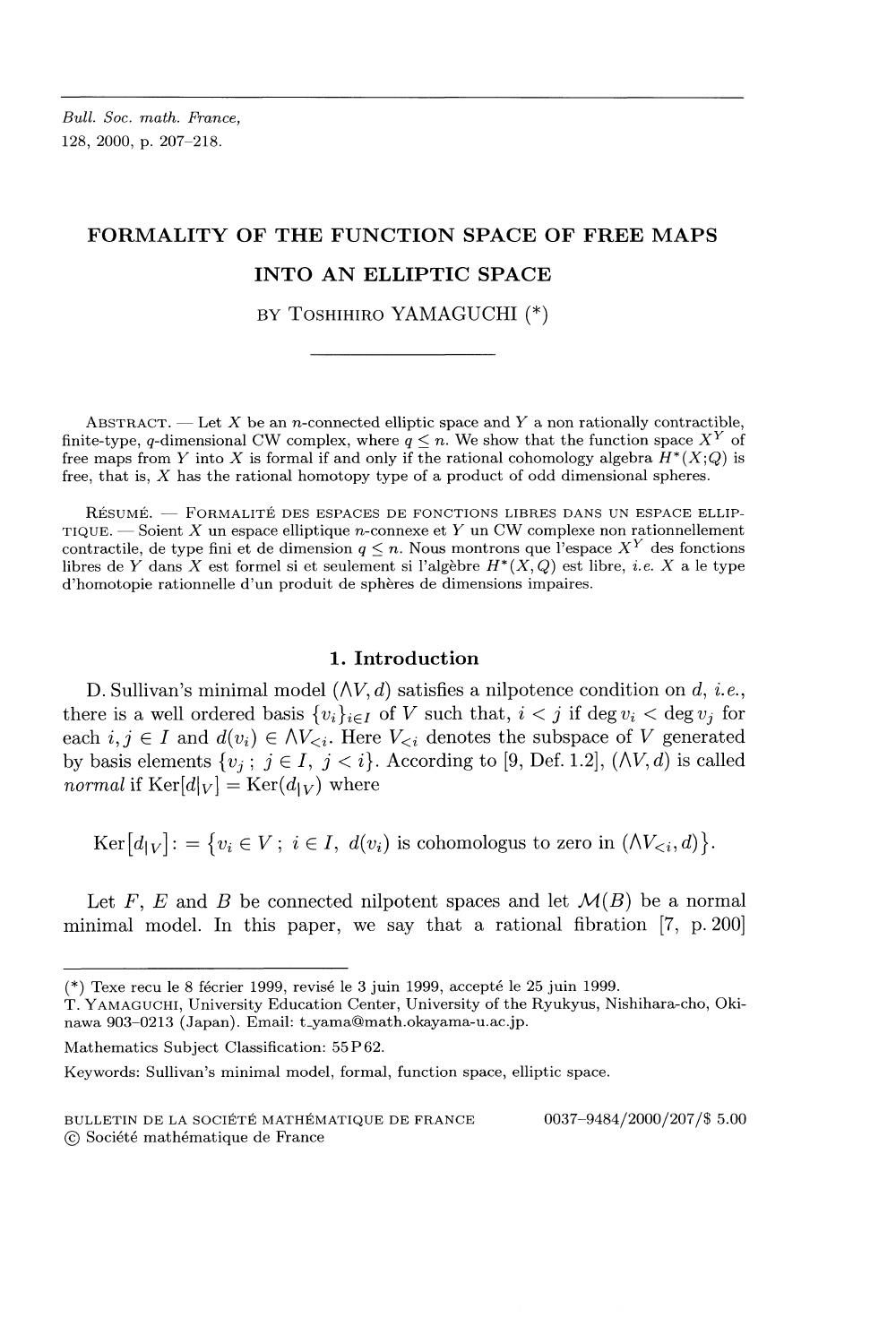Bull. Soc. math. France,
128, 2000, p. 207–218.

# FORMALITY OF THE FUNCTION SPACE OF FREE MAPS INTO AN ELLIPTIC SPACE

BY Toshihiro YAMAGUCHI (*)

Abstract. — Let $X$ be an $n$-connected elliptic space and $Y$ a non rationally contractible, finite-type, $q$-dimensional CW complex, where $q \leq n$. We show that the function space $X^Y$ of free maps from $Y$ into $X$ is formal if and only if the rational cohomology algebra $H^*(X;Q)$ is free, that is, $X$ has the rational homotopy type of a product of odd dimensional spheres.

Résumé. — Formalité des espaces de fonctions libres dans un espace elliptique. — Soient $X$ un espace elliptique $n$-connexe et $Y$ un CW complexe non rationnellement contractile, de type fini et de dimension $q \leq n$. Nous montrons que l'espace $X^Y$ des fonctions libres de $Y$ dans $X$ est formel si et seulement si l'algèbre $H^*(X,Q)$ est libre, *i.e.* $X$ a le type d'homotopie rationnelle d'un produit de sphères de dimensions impaires.

## 1. Introduction

D. Sullivan's minimal model $(\wedge V, d)$ satisfies a nilpotence condition on $d$, *i.e.*, there is a well ordered basis $\{v_i\}_{i \in I}$ of $V$ such that, $i < j$ if $\deg v_i < \deg v_j$ for each $i, j \in I$ and $d(v_i) \in \wedge V_{<i}$. Here $V_{<i}$ denotes the subspace of $V$ generated by basis elements $\{v_j \,;\, j \in I,\ j < i\}$. According to [9, Def. 1.2], $(\wedge V, d)$ is called *normal* if $\mathrm{Ker}[d_{|V}] = \mathrm{Ker}(d_{|V})$ where

$$\mathrm{Ker}\big[d_{|V}\big] := \big\{v_i \in V \,;\, i \in I,\ d(v_i) \text{ is cohomologus to zero in } (\wedge V_{<i}, d)\big\}.$$

Let $F$, $E$ and $B$ be connected nilpotent spaces and let $\mathcal{M}(B)$ be a normal minimal model. In this paper, we say that a rational fibration [7, p. 200]

---

(*) Texe recu le 8 fécrier 1999, revisé le 3 juin 1999, accepté le 25 juin 1999.
T. Yamaguchi, University Education Center, University of the Ryukyus, Nishihara-cho, Okinawa 903–0213 (Japan). Email: t_yama@math.okayama-u.ac.jp.

Mathematics Subject Classification: 55P62.

Keywords: Sullivan's minimal model, formal, function space, elliptic space.

BULLETIN DE LA SOCIÉTÉ MATHÉMATIQUE DE FRANCE 0037–9484/2000/207/$ 5.00
© Société mathématique de France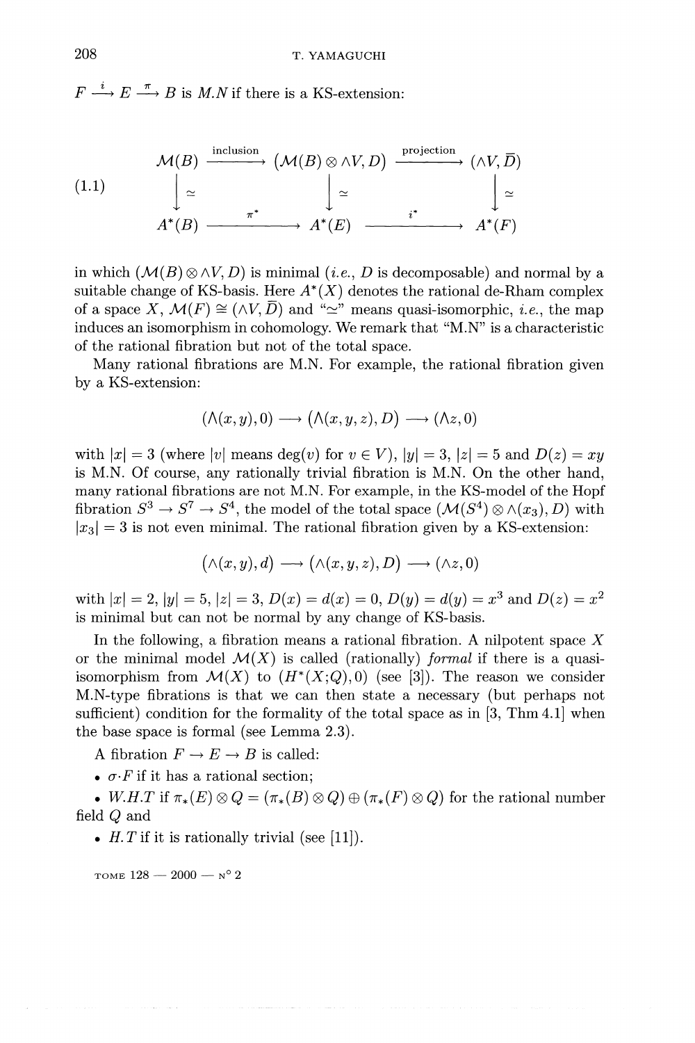$F \xrightarrow{i} E \xrightarrow{\pi} B$ is *M.N* if there is a KS-extension:

$$
\begin{array}{ccccc}
\mathcal{M}(B) & \xrightarrow{\text{inclusion}} & (\mathcal{M}(B) \otimes \wedge V, D) & \xrightarrow{\text{projection}} & (\wedge V, \bar{D}) \\
\downarrow \simeq & & \downarrow \simeq & & \downarrow \simeq \\
A^*(B) & \xrightarrow{\pi^*} & A^*(E) & \xrightarrow{i^*} & A^*(F)
\end{array} \tag{1.1}
$$

in which $(\mathcal{M}(B) \otimes \wedge V, D)$ is minimal (*i.e.*, $D$ is decomposable) and normal by a suitable change of KS-basis. Here $A^*(X)$ denotes the rational de-Rham complex of a space $X$, $\mathcal{M}(F) \cong (\wedge V, \bar{D})$ and "$\simeq$" means quasi-isomorphic, *i.e.*, the map induces an isomorphism in cohomology. We remark that "M.N" is a characteristic of the rational fibration but not of the total space.

Many rational fibrations are M.N. For example, the rational fibration given by a KS-extension:

$$(\Lambda(x, y), 0) \longrightarrow (\Lambda(x, y, z), D) \longrightarrow (\Lambda z, 0)$$

with $|x| = 3$ (where $|v|$ means $\deg(v)$ for $v \in V$), $|y| = 3$, $|z| = 5$ and $D(z) = xy$ is M.N. Of course, any rationally trivial fibration is M.N. On the other hand, many rational fibrations are not M.N. For example, in the KS-model of the Hopf fibration $S^3 \to S^7 \to S^4$, the model of the total space $(\mathcal{M}(S^4) \otimes \wedge(x_3), D)$ with $|x_3| = 3$ is not even minimal. The rational fibration given by a KS-extension:

$$(\wedge(x, y), d) \longrightarrow (\wedge(x, y, z), D) \longrightarrow (\wedge z, 0)$$

with $|x| = 2$, $|y| = 5$, $|z| = 3$, $D(x) = d(x) = 0$, $D(y) = d(y) = x^3$ and $D(z) = x^2$ is minimal but can not be normal by any change of KS-basis.

In the following, a fibration means a rational fibration. A nilpotent space $X$ or the minimal model $\mathcal{M}(X)$ is called (rationally) *formal* if there is a quasi-isomorphism from $\mathcal{M}(X)$ to $(H^*(X;Q), 0)$ (see [3]). The reason we consider M.N-type fibrations is that we can then state a necessary (but perhaps not sufficient) condition for the formality of the total space as in [3, Thm 4.1] when the base space is formal (see Lemma 2.3).

A fibration $F \to E \to B$ is called:

- *σ·F* if it has a rational section;
- *W.H.T* if $\pi_*(E) \otimes Q = (\pi_*(B) \otimes Q) \oplus (\pi_*(F) \otimes Q)$ for the rational number field $Q$ and
- *H.T* if it is rationally trivial (see [11]).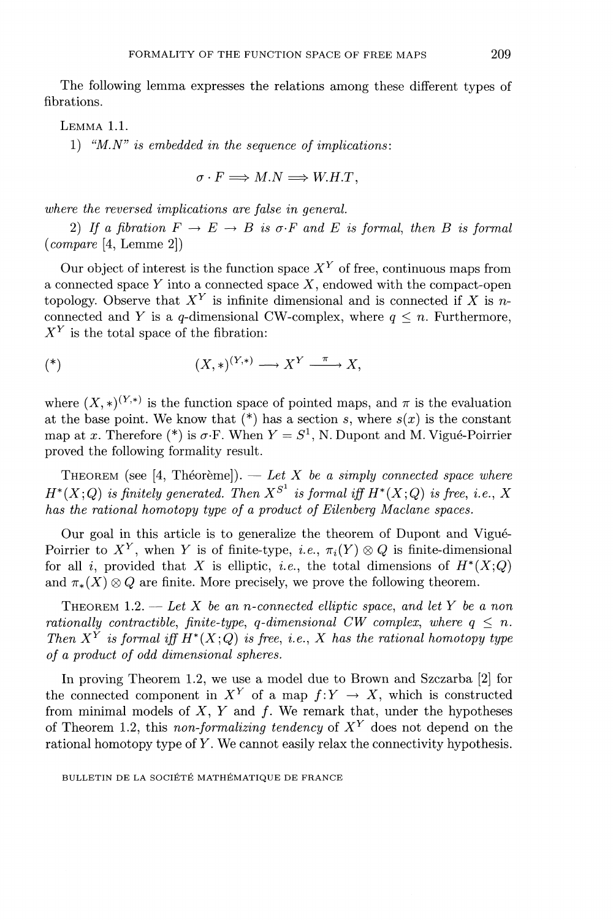The following lemma expresses the relations among these different types of fibrations.

LEMMA 1.1.

1) *"M.N" is embedded in the sequence of implications*:

$$\sigma \cdot F \Longrightarrow M.N \Longrightarrow W.H.T,$$

*where the reversed implications are false in general.*

2) *If a fibration $F \to E \to B$ is $\sigma$·F and $E$ is formal, then $B$ is formal* (*compare* [4, Lemme 2])

Our object of interest is the function space $X^Y$ of free, continuous maps from a connected space $Y$ into a connected space $X$, endowed with the compact-open topology. Observe that $X^Y$ is infinite dimensional and is connected if $X$ is $n$-connected and $Y$ is a $q$-dimensional CW-complex, where $q \leq n$. Furthermore, $X^Y$ is the total space of the fibration:

$$(*) \qquad (X,*)^{(Y,*)} \longrightarrow X^Y \xrightarrow{\ \pi\ } X,$$

where $(X,*)^{(Y,*)}$ is the function space of pointed maps, and $\pi$ is the evaluation at the base point. We know that $(*)$ has a section $s$, where $s(x)$ is the constant map at $x$. Therefore $(*)$ is $\sigma$·F. When $Y = S^1$, N. Dupont and M. Vigué-Poirrier proved the following formality result.

THEOREM (see [4, Théorème]). — *Let $X$ be a simply connected space where $H^*(X;Q)$ is finitely generated. Then $X^{S^1}$ is formal iff $H^*(X;Q)$ is free, i.e., $X$ has the rational homotopy type of a product of Eilenberg Maclane spaces.*

Our goal in this article is to generalize the theorem of Dupont and Vigué-Poirrier to $X^Y$, when $Y$ is of finite-type, *i.e.*, $\pi_i(Y) \otimes Q$ is finite-dimensional for all $i$, provided that $X$ is elliptic, *i.e.*, the total dimensions of $H^*(X;Q)$ and $\pi_*(X) \otimes Q$ are finite. More precisely, we prove the following theorem.

THEOREM 1.2. — *Let $X$ be an $n$-connected elliptic space, and let $Y$ be a non rationally contractible, finite-type, $q$-dimensional CW complex, where $q \leq n$. Then $X^Y$ is formal iff $H^*(X;Q)$ is free, i.e., $X$ has the rational homotopy type of a product of odd dimensional spheres.*

In proving Theorem 1.2, we use a model due to Brown and Szczarba [2] for the connected component in $X^Y$ of a map $f: Y \to X$, which is constructed from minimal models of $X$, $Y$ and $f$. We remark that, under the hypotheses of Theorem 1.2, this *non-formalizing tendency* of $X^Y$ does not depend on the rational homotopy type of $Y$. We cannot easily relax the connectivity hypothesis.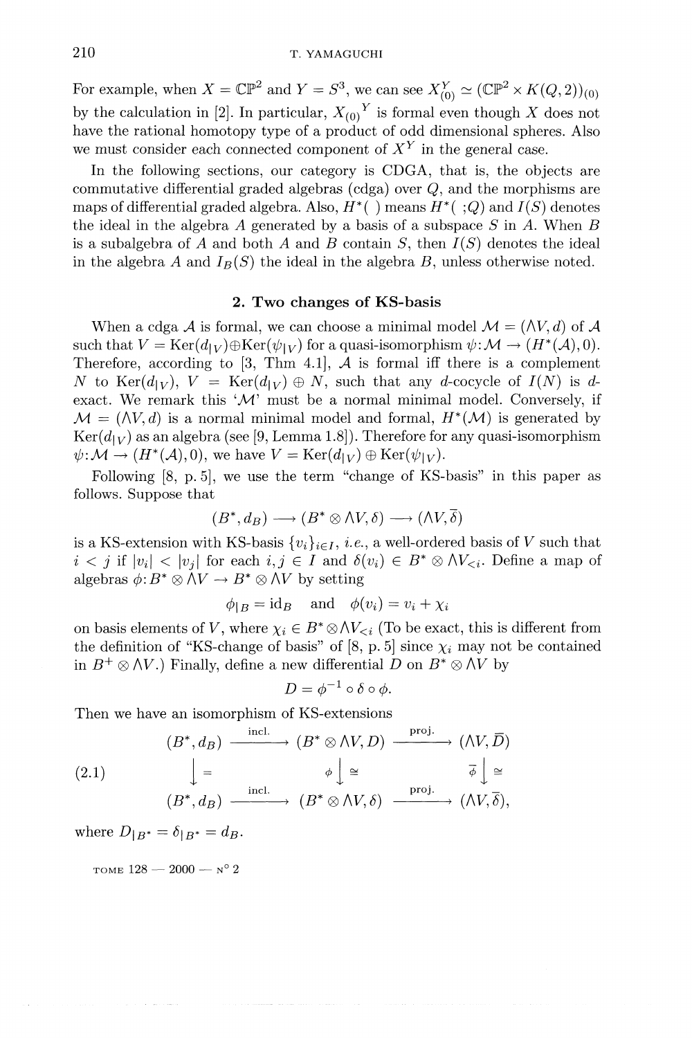For example, when $X = \mathbb{CP}^2$ and $Y = S^3$, we can see $X^Y_{(0)} \simeq (\mathbb{CP}^2 \times K(Q,2))_{(0)}$ by the calculation in [2]. In particular, ${X_{(0)}}^Y$ is formal even though $X$ does not have the rational homotopy type of a product of odd dimensional spheres. Also we must consider each connected component of $X^Y$ in the general case.

In the following sections, our category is CDGA, that is, the objects are commutative differential graded algebras (cdga) over $Q$, and the morphisms are maps of differential graded algebra. Also, $H^*(\ )$ means $H^*(\ ;Q)$ and $I(S)$ denotes the ideal in the algebra $A$ generated by a basis of a subspace $S$ in $A$. When $B$ is a subalgebra of $A$ and both $A$ and $B$ contain $S$, then $I(S)$ denotes the ideal in the algebra $A$ and $I_B(S)$ the ideal in the algebra $B$, unless otherwise noted.

## 2. Two changes of KS-basis

When a cdga $\mathcal{A}$ is formal, we can choose a minimal model $\mathcal{M} = (\Lambda V, d)$ of $\mathcal{A}$ such that $V = \mathrm{Ker}(d_{|V}) \oplus \mathrm{Ker}(\psi_{|V})$ for a quasi-isomorphism $\psi: \mathcal{M} \to (H^*(\mathcal{A}), 0)$. Therefore, according to [3, Thm 4.1], $\mathcal{A}$ is formal iff there is a complement $N$ to $\mathrm{Ker}(d_{|V})$, $V = \mathrm{Ker}(d_{|V}) \oplus N$, such that any $d$-cocycle of $I(N)$ is $d$-exact. We remark this '$\mathcal{M}$' must be a normal minimal model. Conversely, if $\mathcal{M} = (\Lambda V, d)$ is a normal minimal model and formal, $H^*(\mathcal{M})$ is generated by $\mathrm{Ker}(d_{|V})$ as an algebra (see [9, Lemma 1.8]). Therefore for any quasi-isomorphism $\psi: \mathcal{M} \to (H^*(\mathcal{A}), 0)$, we have $V = \mathrm{Ker}(d_{|V}) \oplus \mathrm{Ker}(\psi_{|V})$.

Following [8, p. 5], we use the term "change of KS-basis" in this paper as follows. Suppose that

$$(B^*, d_B) \longrightarrow (B^* \otimes \Lambda V, \delta) \longrightarrow (\Lambda V, \overline{\delta})$$

is a KS-extension with KS-basis $\{v_i\}_{i \in I}$, *i.e.*, a well-ordered basis of $V$ such that $i < j$ if $|v_i| < |v_j|$ for each $i, j \in I$ and $\delta(v_i) \in B^* \otimes \Lambda V_{<i}$. Define a map of algebras $\phi: B^* \otimes \Lambda V \to B^* \otimes \Lambda V$ by setting

$$\phi_{|B} = \mathrm{id}_B \quad \text{and} \quad \phi(v_i) = v_i + \chi_i$$

on basis elements of $V$, where $\chi_i \in B^* \otimes \Lambda V_{<i}$ (To be exact, this is different from the definition of "KS-change of basis" of [8, p. 5] since $\chi_i$ may not be contained in $B^+ \otimes \Lambda V$.) Finally, define a new differential $D$ on $B^* \otimes \Lambda V$ by

$$D = \phi^{-1} \circ \delta \circ \phi.$$

Then we have an isomorphism of KS-extensions

$$\begin{array}{ccccc}
(B^*, d_B) & \xrightarrow{\text{incl.}} & (B^* \otimes \Lambda V, D) & \xrightarrow{\text{proj.}} & (\Lambda V, \overline{D}) \\
\downarrow{=} & & \phi \downarrow{\cong} & & \overline{\phi} \downarrow{\cong} \\
(B^*, d_B) & \xrightarrow{\text{incl.}} & (B^* \otimes \Lambda V, \delta) & \xrightarrow{\text{proj.}} & (\Lambda V, \overline{\delta}),
\end{array} \tag{2.1}$$

where $D_{|B^*} = \delta_{|B^*} = d_B$.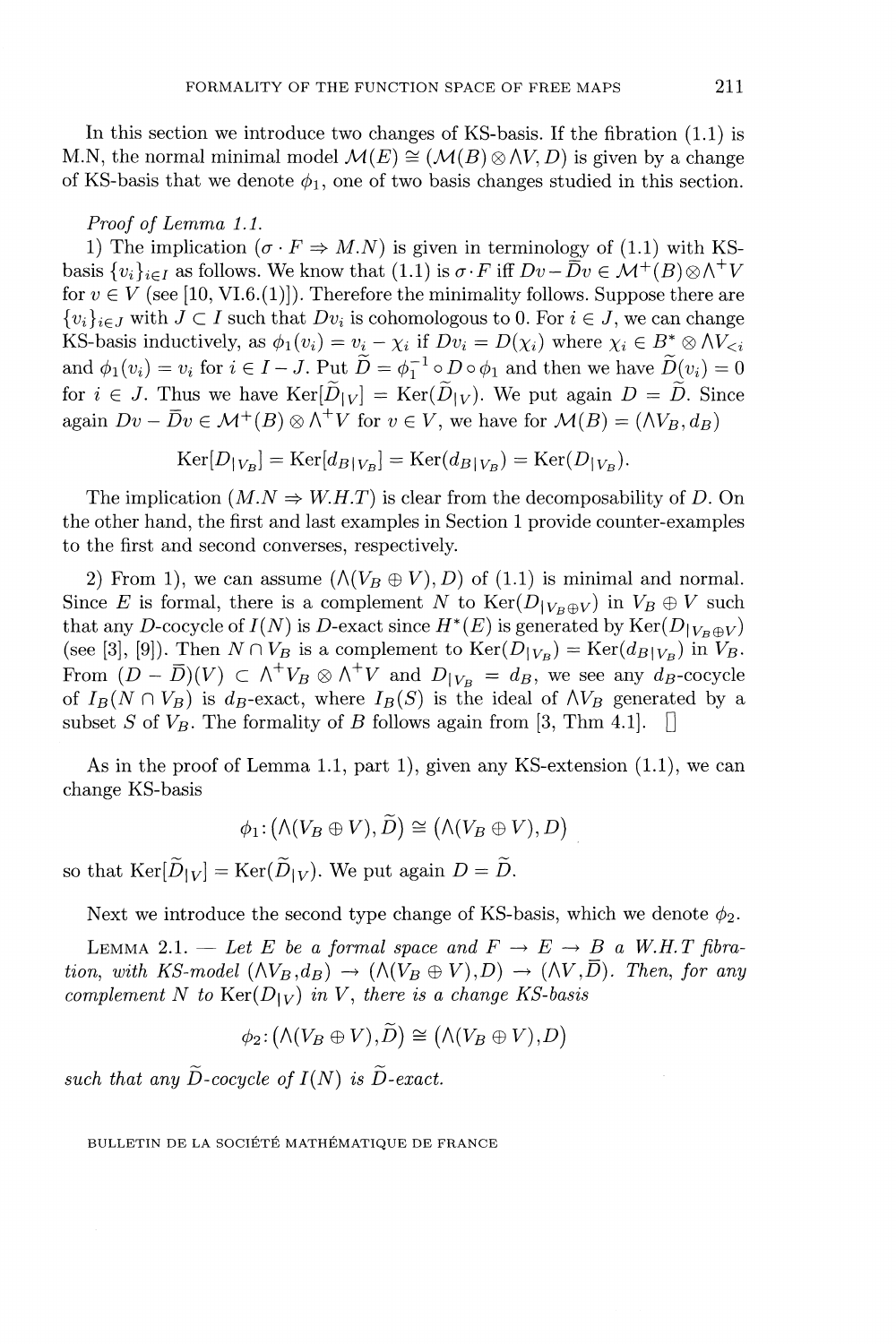In this section we introduce two changes of KS-basis. If the fibration (1.1) is M.N, the normal minimal model $\mathcal{M}(E) \cong (\mathcal{M}(B) \otimes \Lambda V, D)$ is given by a change of KS-basis that we denote $\phi_1$, one of two basis changes studied in this section.

*Proof of Lemma 1.1.*

1) The implication ($\sigma \cdot F \Rightarrow M.N$) is given in terminology of (1.1) with KS-basis $\{v_i\}_{i \in I}$ as follows. We know that (1.1) is $\sigma \cdot F$ iff $Dv - \bar{D}v \in \mathcal{M}^+(B) \otimes \Lambda^+ V$ for $v \in V$ (see [10, VI.6.(1)]). Therefore the minimality follows. Suppose there are $\{v_i\}_{i \in J}$ with $J \subset I$ such that $Dv_i$ is cohomologous to 0. For $i \in J$, we can change KS-basis inductively, as $\phi_1(v_i) = v_i - \chi_i$ if $Dv_i = D(\chi_i)$ where $\chi_i \in B^* \otimes \Lambda V_{<i}$ and $\phi_1(v_i) = v_i$ for $i \in I - J$. Put $\widetilde{D} = \phi_1^{-1} \circ D \circ \phi_1$ and then we have $\widetilde{D}(v_i) = 0$ for $i \in J$. Thus we have $\mathrm{Ker}[\widetilde{D}_{|V}] = \mathrm{Ker}(\widetilde{D}_{|V})$. We put again $D = \widetilde{D}$. Since again $Dv - \bar{D}v \in \mathcal{M}^+(B) \otimes \Lambda^+ V$ for $v \in V$, we have for $\mathcal{M}(B) = (\Lambda V_B, d_B)$

$$\mathrm{Ker}[D_{|V_B}] = \mathrm{Ker}[d_{B|V_B}] = \mathrm{Ker}(d_{B|V_B}) = \mathrm{Ker}(D_{|V_B}).$$

The implication ($M.N \Rightarrow W.H.T$) is clear from the decomposability of $D$. On the other hand, the first and last examples in Section 1 provide counter-examples to the first and second converses, respectively.

2) From 1), we can assume $(\Lambda(V_B \oplus V), D)$ of (1.1) is minimal and normal. Since $E$ is formal, there is a complement $N$ to $\mathrm{Ker}(D_{|V_B \oplus V})$ in $V_B \oplus V$ such that any $D$-cocycle of $I(N)$ is $D$-exact since $H^*(E)$ is generated by $\mathrm{Ker}(D_{|V_B \oplus V})$ (see [3], [9]). Then $N \cap V_B$ is a complement to $\mathrm{Ker}(D_{|V_B}) = \mathrm{Ker}(d_{B|V_B})$ in $V_B$. From $(D - \bar{D})(V) \subset \Lambda^+ V_B \otimes \Lambda^+ V$ and $D_{|V_B} = d_B$, we see any $d_B$-cocycle of $I_B(N \cap V_B)$ is $d_B$-exact, where $I_B(S)$ is the ideal of $\Lambda V_B$ generated by a subset $S$ of $V_B$. The formality of $B$ follows again from [3, Thm 4.1]. □

As in the proof of Lemma 1.1, part 1), given any KS-extension (1.1), we can change KS-basis

$$\phi_1 : (\Lambda(V_B \oplus V), \widetilde{D}) \cong (\Lambda(V_B \oplus V), D)$$

so that $\mathrm{Ker}[\widetilde{D}_{|V}] = \mathrm{Ker}(\widetilde{D}_{|V})$. We put again $D = \widetilde{D}$.

Next we introduce the second type change of KS-basis, which we denote $\phi_2$.

LEMMA 2.1. — *Let $E$ be a formal space and $F \to E \to B$ a W.H.T fibration, with KS-model $(\Lambda V_B, d_B) \to (\Lambda(V_B \oplus V), D) \to (\Lambda V, \bar{D})$. Then, for any complement $N$ to $\mathrm{Ker}(D_{|V})$ in $V$, there is a change KS-basis*

$$\phi_2 : (\Lambda(V_B \oplus V), \widetilde{D}) \cong (\Lambda(V_B \oplus V), D)$$

*such that any $\widetilde{D}$-cocycle of $I(N)$ is $\widetilde{D}$-exact.*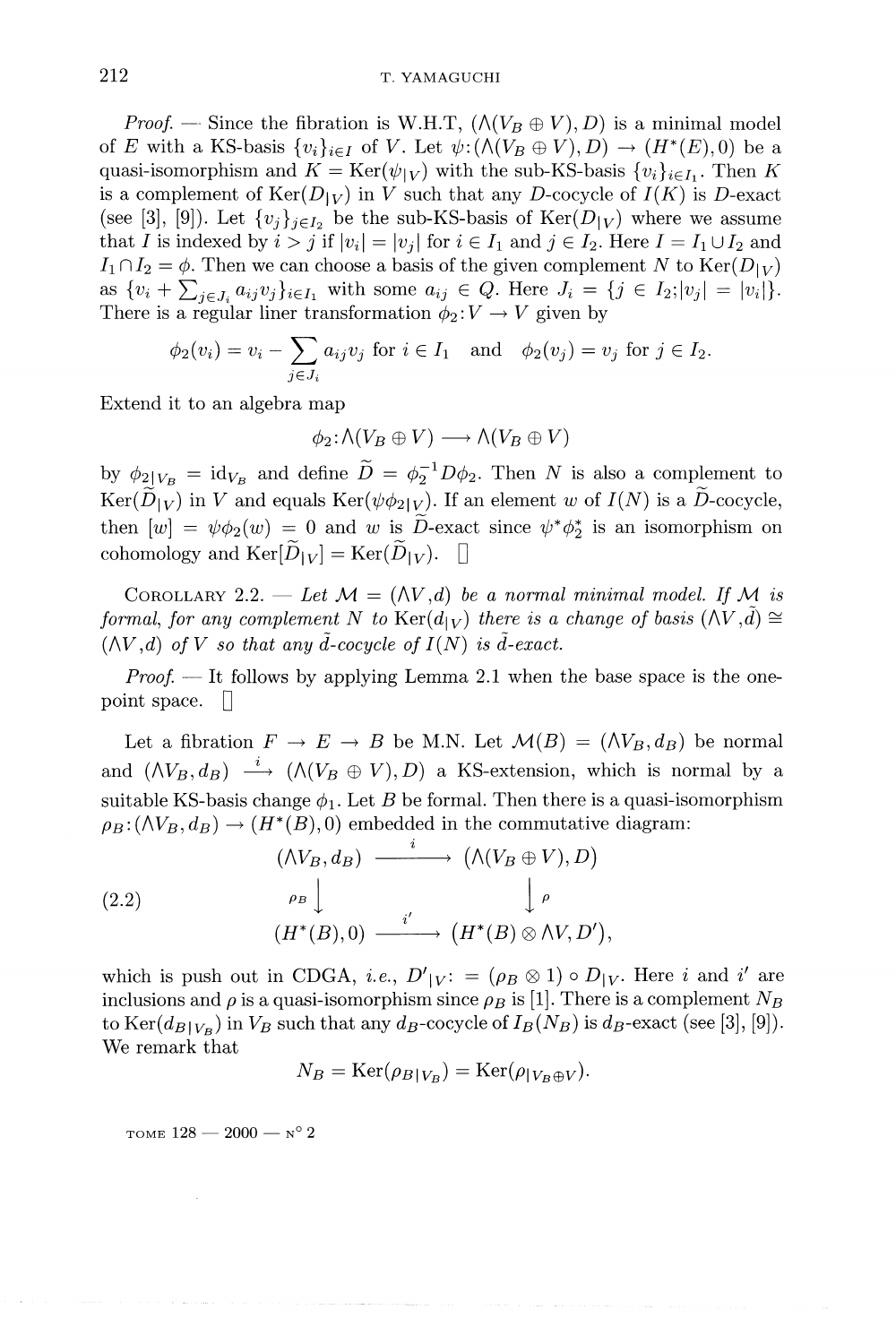*Proof.* — Since the fibration is W.H.T, $(\Lambda(V_B \oplus V), D)$ is a minimal model of $E$ with a KS-basis $\{v_i\}_{i\in I}$ of $V$. Let $\psi: (\Lambda(V_B \oplus V), D) \to (H^*(E), 0)$ be a quasi-isomorphism and $K = \operatorname{Ker}(\psi_{|V})$ with the sub-KS-basis $\{v_i\}_{i\in I_1}$. Then $K$ is a complement of $\operatorname{Ker}(D_{|V})$ in $V$ such that any $D$-cocycle of $I(K)$ is $D$-exact (see [3], [9]). Let $\{v_j\}_{j\in I_2}$ be the sub-KS-basis of $\operatorname{Ker}(D_{|V})$ where we assume that $I$ is indexed by $i > j$ if $|v_i| = |v_j|$ for $i \in I_1$ and $j \in I_2$. Here $I = I_1 \cup I_2$ and $I_1 \cap I_2 = \phi$. Then we can choose a basis of the given complement $N$ to $\operatorname{Ker}(D_{|V})$ as $\{v_i + \sum_{j\in J_i} a_{ij} v_j\}_{i\in I_1}$ with some $a_{ij} \in Q$. Here $J_i = \{j \in I_2; |v_j| = |v_i|\}$. There is a regular liner transformation $\phi_2 : V \to V$ given by

$$\phi_2(v_i) = v_i - \sum_{j\in J_i} a_{ij} v_j \text{ for } i \in I_1 \quad \text{and} \quad \phi_2(v_j) = v_j \text{ for } j \in I_2.$$

Extend it to an algebra map

$$\phi_2 : \Lambda(V_B \oplus V) \longrightarrow \Lambda(V_B \oplus V)$$

by $\phi_{2|V_B} = \mathrm{id}_{V_B}$ and define $\widetilde{D} = \phi_2^{-1} D \phi_2$. Then $N$ is also a complement to $\operatorname{Ker}(\widetilde{D}_{|V})$ in $V$ and equals $\operatorname{Ker}(\psi\phi_{2|V})$. If an element $w$ of $I(N)$ is a $\widetilde{D}$-cocycle, then $[w] = \psi\phi_2(w) = 0$ and $w$ is $\widetilde{D}$-exact since $\psi^*\phi_2^*$ is an isomorphism on cohomology and $\operatorname{Ker}[\widetilde{D}_{|V}] = \operatorname{Ker}(\widetilde{D}_{|V})$. □

COROLLARY 2.2. — *Let $\mathcal{M} = (\Lambda V, d)$ be a normal minimal model. If $\mathcal{M}$ is formal, for any complement $N$ to $\operatorname{Ker}(d_{|V})$ there is a change of basis $(\Lambda V, \tilde{d}) \cong (\Lambda V, d)$ of $V$ so that any $\tilde{d}$-cocycle of $I(N)$ is $\tilde{d}$-exact.*

*Proof.* — It follows by applying Lemma 2.1 when the base space is the one-point space. □

Let a fibration $F \to E \to B$ be M.N. Let $\mathcal{M}(B) = (\Lambda V_B, d_B)$ be normal and $(\Lambda V_B, d_B) \xrightarrow{i} (\Lambda(V_B \oplus V), D)$ a KS-extension, which is normal by a suitable KS-basis change $\phi_1$. Let $B$ be formal. Then there is a quasi-isomorphism $\rho_B : (\Lambda V_B, d_B) \to (H^*(B), 0)$ embedded in the commutative diagram:

$$(2.2) \qquad \begin{array}{ccc} (\Lambda V_B, d_B) & \xrightarrow{\ i\ } & (\Lambda(V_B \oplus V), D) \\ {\scriptstyle \rho_B}\downarrow & & \downarrow{\scriptstyle \rho} \\ (H^*(B), 0) & \xrightarrow{\ i'\ } & (H^*(B) \otimes \Lambda V, D'), \end{array}$$

which is push out in CDGA, *i.e.*, $D'_{|V} := (\rho_B \otimes 1) \circ D_{|V}$. Here $i$ and $i'$ are inclusions and $\rho$ is a quasi-isomorphism since $\rho_B$ is [1]. There is a complement $N_B$ to $\operatorname{Ker}(d_{B|V_B})$ in $V_B$ such that any $d_B$-cocycle of $I_B(N_B)$ is $d_B$-exact (see [3], [9]). We remark that

$$N_B = \operatorname{Ker}(\rho_{B|V_B}) = \operatorname{Ker}(\rho_{|V_B \oplus V}).$$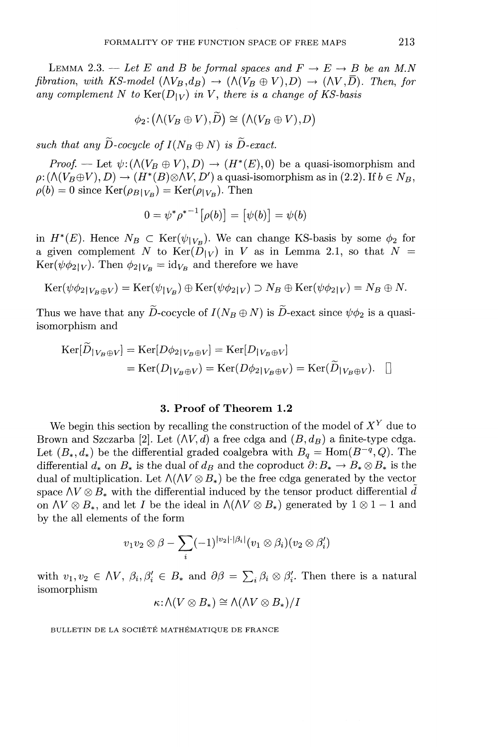LEMMA 2.3. — *Let $E$ and $B$ be formal spaces and $F \to E \to B$ be an M.N fibration, with KS-model $(\Lambda V_B, d_B) \to (\Lambda(V_B \oplus V), D) \to (\Lambda V, \bar{D})$. Then, for any complement $N$ to $\operatorname{Ker}(D_{|V})$ in $V$, there is a change of KS-basis*

$$\phi_2 : (\Lambda(V_B \oplus V), \widetilde{D}) \cong (\Lambda(V_B \oplus V), D)$$

*such that any $\widetilde{D}$-cocycle of $I(N_B \oplus N)$ is $\widetilde{D}$-exact.*

*Proof.* — Let $\psi : (\Lambda(V_B \oplus V), D) \to (H^*(E), 0)$ be a quasi-isomorphism and $\rho : (\Lambda(V_B \oplus V), D) \to (H^*(B) \otimes \Lambda V, D')$ a quasi-isomorphism as in (2.2). If $b \in N_B$, $\rho(b) = 0$ since $\operatorname{Ker}(\rho_{B|V_B}) = \operatorname{Ker}(\rho_{|V_B})$. Then

$$0 = \psi^* {\rho^*}^{-1}[\rho(b)] = [\psi(b)] = \psi(b)$$

in $H^*(E)$. Hence $N_B \subset \operatorname{Ker}(\psi_{|V_B})$. We can change KS-basis by some $\phi_2$ for a given complement $N$ to $\operatorname{Ker}(D_{|V})$ in $V$ as in Lemma 2.1, so that $N = \operatorname{Ker}(\psi\phi_{2|V})$. Then $\phi_{2|V_B} = \mathrm{id}_{V_B}$ and therefore we have

$$\operatorname{Ker}(\psi\phi_{2|V_B \oplus V}) = \operatorname{Ker}(\psi_{|V_B}) \oplus \operatorname{Ker}(\psi\phi_{2|V}) \supset N_B \oplus \operatorname{Ker}(\psi\phi_{2|V}) = N_B \oplus N.$$

Thus we have that any $\widetilde{D}$-cocycle of $I(N_B \oplus N)$ is $\widetilde{D}$-exact since $\psi\phi_2$ is a quasi-isomorphism and

$$\begin{aligned}
\operatorname{Ker}[\widetilde{D}_{|V_B \oplus V}] &= \operatorname{Ker}[D\phi_{2|V_B \oplus V}] = \operatorname{Ker}[D_{|V_B \oplus V}] \\
&= \operatorname{Ker}(D_{|V_B \oplus V}) = \operatorname{Ker}(D\phi_{2|V_B \oplus V}) = \operatorname{Ker}(\widetilde{D}_{|V_B \oplus V}). \quad \square
\end{aligned}$$

## 3. Proof of Theorem 1.2

We begin this section by recalling the construction of the model of $X^Y$ due to Brown and Szczarba [2]. Let $(\Lambda V, d)$ a free cdga and $(B, d_B)$ a finite-type cdga. Let $(B_*, d_*)$ be the differential graded coalgebra with $B_q = \operatorname{Hom}(B^{-q}, Q)$. The differential $d_*$ on $B_*$ is the dual of $d_B$ and the coproduct $\partial : B_* \to B_* \otimes B_*$ is the dual of multiplication. Let $\Lambda(\Lambda V \otimes B_*)$ be the free cdga generated by the vector space $\Lambda V \otimes B_*$ with the differential induced by the tensor product differential $\tilde{d}$ on $\Lambda V \otimes B_*$, and let $I$ be the ideal in $\Lambda(\Lambda V \otimes B_*)$ generated by $1 \otimes 1 - 1$ and by the all elements of the form

$$v_1 v_2 \otimes \beta - \sum_i (-1)^{|v_2|\cdot|\beta_i|}(v_1 \otimes \beta_i)(v_2 \otimes \beta_i')$$

with $v_1, v_2 \in \Lambda V$, $\beta_i, \beta_i' \in B_*$ and $\partial\beta = \sum_i \beta_i \otimes \beta_i'$. Then there is a natural isomorphism

$$\kappa : \Lambda(V \otimes B_*) \cong \Lambda(\Lambda V \otimes B_*)/I$$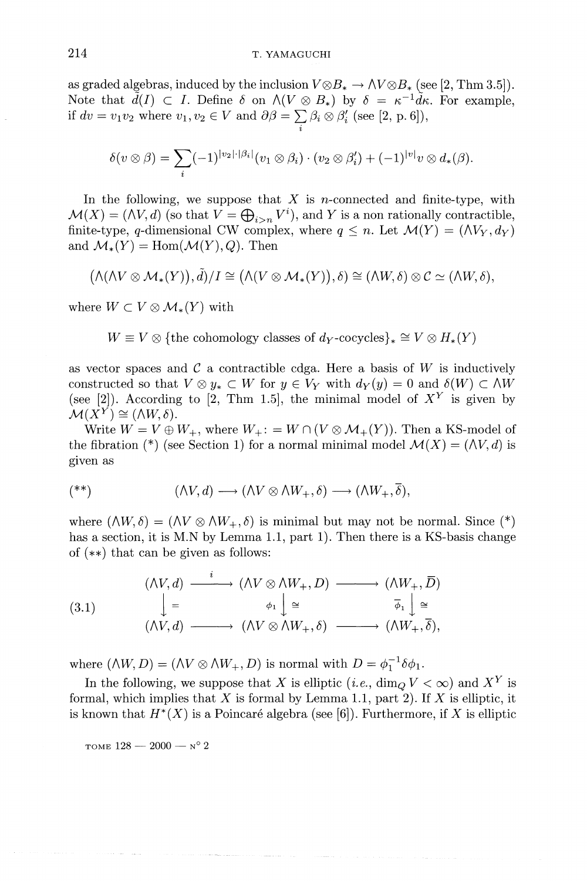as graded algebras, induced by the inclusion $V \otimes B_* \to \Lambda V \otimes B_*$ (see [2, Thm 3.5]). Note that $\tilde{d}(I) \subset I$. Define $\delta$ on $\Lambda(V \otimes B_*)$ by $\delta = \kappa^{-1}\tilde{d}\kappa$. For example, if $dv = v_1 v_2$ where $v_1, v_2 \in V$ and $\partial\beta = \sum_i \beta_i \otimes \beta_i'$ (see [2, p. 6]),

$$\delta(v \otimes \beta) = \sum_i (-1)^{|v_2|\cdot|\beta_i|}(v_1 \otimes \beta_i)\cdot(v_2 \otimes \beta_i') + (-1)^{|v|} v \otimes d_*(\beta).$$

In the following, we suppose that $X$ is $n$-connected and finite-type, with $\mathcal{M}(X) = (\Lambda V, d)$ (so that $V = \bigoplus_{i>n} V^i$), and $Y$ is a non rationally contractible, finite-type, $q$-dimensional CW complex, where $q \leq n$. Let $\mathcal{M}(Y) = (\Lambda V_Y, d_Y)$ and $\mathcal{M}_*(Y) = \mathrm{Hom}(\mathcal{M}(Y), \mathbb{Q})$. Then

$$(\Lambda(\Lambda V \otimes \mathcal{M}_*(Y)), \tilde{d})/I \cong (\Lambda(V \otimes \mathcal{M}_*(Y)), \delta) \cong (\Lambda W, \delta) \otimes \mathcal{C} \simeq (\Lambda W, \delta),$$

where $W \subset V \otimes \mathcal{M}_*(Y)$ with

$$W \equiv V \otimes \{\text{the cohomology classes of } d_Y\text{-cocycles}\}_* \cong V \otimes H_*(Y)$$

as vector spaces and $\mathcal{C}$ a contractible cdga. Here a basis of $W$ is inductively constructed so that $V \otimes y_* \subset W$ for $y \in V_Y$ with $d_Y(y) = 0$ and $\delta(W) \subset \Lambda W$ (see [2]). According to [2, Thm 1.5], the minimal model of $X^Y$ is given by $\mathcal{M}(X^Y) \cong (\Lambda W, \delta)$.

Write $W = V \oplus W_+$, where $W_+ := W \cap (V \otimes \mathcal{M}_+(Y))$. Then a KS-model of the fibration (\*) (see Section 1) for a normal minimal model $\mathcal{M}(X) = (\Lambda V, d)$ is given as

$$(**) \qquad (\Lambda V, d) \longrightarrow (\Lambda V \otimes \Lambda W_+, \delta) \longrightarrow (\Lambda W_+, \bar{\delta}),$$

where $(\Lambda W, \delta) = (\Lambda V \otimes \Lambda W_+, \delta)$ is minimal but may not be normal. Since (\*) has a section, it is M.N by Lemma 1.1, part 1). Then there is a KS-basis change of (\*\*) that can be given as follows:

$$(3.1) \qquad \begin{array}{ccccc} (\Lambda V, d) & \xrightarrow{\ i\ } & (\Lambda V \otimes \Lambda W_+, D) & \longrightarrow & (\Lambda W_+, \bar{D}) \\ \downarrow{=} & & \phi_1 \downarrow{\cong} & & \bar{\phi}_1 \downarrow{\cong} \\ (\Lambda V, d) & \longrightarrow & (\Lambda V \otimes \Lambda W_+, \delta) & \longrightarrow & (\Lambda W_+, \bar{\delta}), \end{array}$$

where $(\Lambda W, D) = (\Lambda V \otimes \Lambda W_+, D)$ is normal with $D = \phi_1^{-1}\delta\phi_1$.

In the following, we suppose that $X$ is elliptic (*i.e.*, $\dim_{\mathbb{Q}} V < \infty$) and $X^Y$ is formal, which implies that $X$ is formal by Lemma 1.1, part 2). If $X$ is elliptic, it is known that $H^*(X)$ is a Poincaré algebra (see [6]). Furthermore, if $X$ is elliptic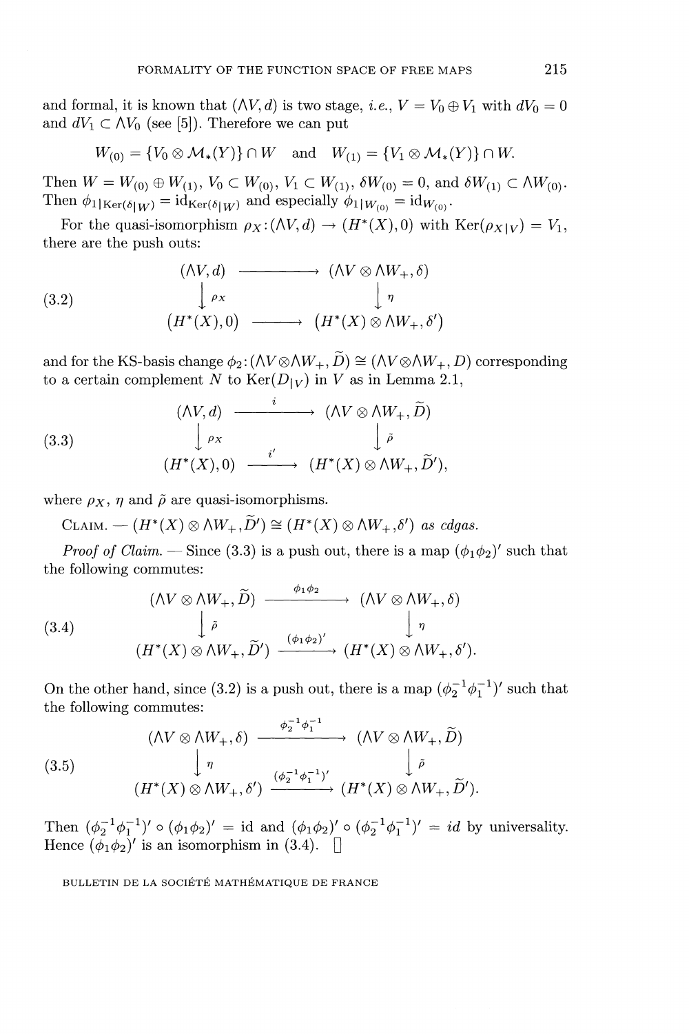and formal, it is known that $(\Lambda V, d)$ is two stage, *i.e.*, $V = V_0 \oplus V_1$ with $dV_0 = 0$ and $dV_1 \subset \Lambda V_0$ (see [5]). Therefore we can put

$$W_{(0)} = \{V_0 \otimes \mathcal{M}_*(Y)\} \cap W \quad \text{and} \quad W_{(1)} = \{V_1 \otimes \mathcal{M}_*(Y)\} \cap W.$$

Then $W = W_{(0)} \oplus W_{(1)}$, $V_0 \subset W_{(0)}$, $V_1 \subset W_{(1)}$, $\delta W_{(0)} = 0$, and $\delta W_{(1)} \subset \Lambda W_{(0)}$. Then $\phi_{1|\mathrm{Ker}(\delta|_W)} = \mathrm{id}_{\mathrm{Ker}(\delta|_W)}$ and especially $\phi_{1|W_{(0)}} = \mathrm{id}_{W_{(0)}}$.

For the quasi-isomorphism $\rho_X : (\Lambda V, d) \to (H^*(X), 0)$ with $\mathrm{Ker}(\rho_{X|V}) = V_1$, there are the push outs:

$$\text{(3.2)} \qquad \begin{array}{ccc} (\Lambda V, d) & \longrightarrow & (\Lambda V \otimes \Lambda W_+, \delta) \\ \downarrow{\scriptstyle \rho_X} & & \downarrow{\scriptstyle \eta} \\ (H^*(X), 0) & \longrightarrow & (H^*(X) \otimes \Lambda W_+, \delta') \end{array}$$

and for the KS-basis change $\phi_2 : (\Lambda V \otimes \Lambda W_+, \widetilde{D}) \cong (\Lambda V \otimes \Lambda W_+, D)$ corresponding to a certain complement $N$ to $\mathrm{Ker}(D_{|V})$ in $V$ as in Lemma 2.1,

$$\text{(3.3)} \qquad \begin{array}{ccc} (\Lambda V, d) & \xrightarrow{\ i\ } & (\Lambda V \otimes \Lambda W_+, \widetilde{D}) \\ \downarrow{\scriptstyle \rho_X} & & \downarrow{\scriptstyle \tilde{\rho}} \\ (H^*(X), 0) & \xrightarrow{\ i'\ } & (H^*(X) \otimes \Lambda W_+, \widetilde{D}'), \end{array}$$

where $\rho_X$, $\eta$ and $\tilde{\rho}$ are quasi-isomorphisms.

Claim. — *$(H^*(X) \otimes \Lambda W_+, \widetilde{D}') \cong (H^*(X) \otimes \Lambda W_+, \delta')$ as cdgas.*

*Proof of Claim.* — Since (3.3) is a push out, there is a map $(\phi_1\phi_2)'$ such that the following commutes:

$$\text{(3.4)} \qquad \begin{array}{ccc} (\Lambda V \otimes \Lambda W_+, \widetilde{D}) & \xrightarrow{\ \phi_1\phi_2\ } & (\Lambda V \otimes \Lambda W_+, \delta) \\ \downarrow{\scriptstyle \tilde{\rho}} & & \downarrow{\scriptstyle \eta} \\ (H^*(X) \otimes \Lambda W_+, \widetilde{D}') & \xrightarrow{\ (\phi_1\phi_2)'\ } & (H^*(X) \otimes \Lambda W_+, \delta'). \end{array}$$

On the other hand, since (3.2) is a push out, there is a map $(\phi_2^{-1}\phi_1^{-1})'$ such that the following commutes:

$$\text{(3.5)} \qquad \begin{array}{ccc} (\Lambda V \otimes \Lambda W_+, \delta) & \xrightarrow{\ \phi_2^{-1}\phi_1^{-1}\ } & (\Lambda V \otimes \Lambda W_+, \widetilde{D}) \\ \downarrow{\scriptstyle \eta} & & \downarrow{\scriptstyle \tilde{\rho}} \\ (H^*(X) \otimes \Lambda W_+, \delta') & \xrightarrow{\ (\phi_2^{-1}\phi_1^{-1})'\ } & (H^*(X) \otimes \Lambda W_+, \widetilde{D}'). \end{array}$$

Then $(\phi_2^{-1}\phi_1^{-1})' \circ (\phi_1\phi_2)' = \mathrm{id}$ and $(\phi_1\phi_2)' \circ (\phi_2^{-1}\phi_1^{-1})' = id$ by universality. Hence $(\phi_1\phi_2)'$ is an isomorphism in (3.4). $\square$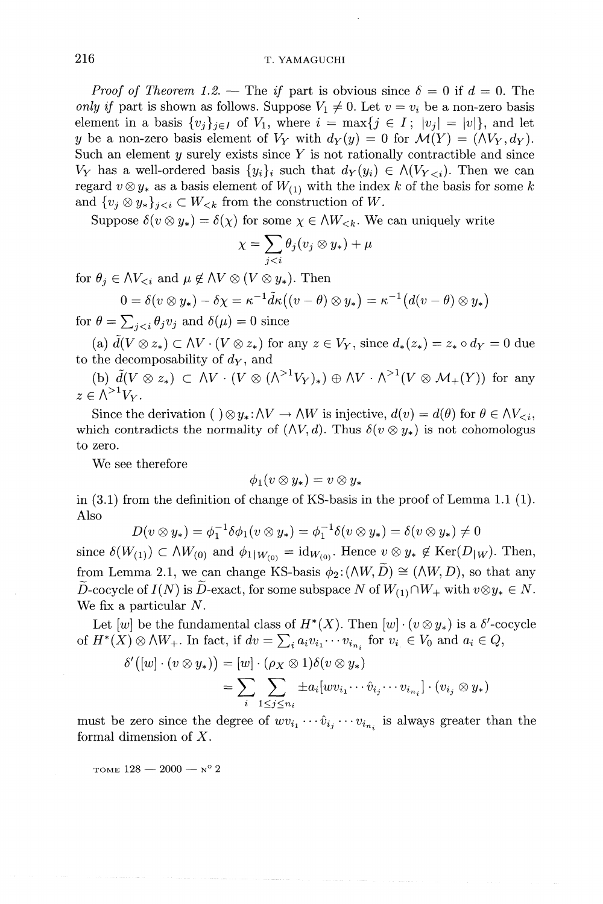*Proof of Theorem 1.2.* — The *if* part is obvious since $\delta = 0$ if $d = 0$. The *only if* part is shown as follows. Suppose $V_1 \neq 0$. Let $v = v_i$ be a non-zero basis element in a basis $\{v_j\}_{j \in I}$ of $V_1$, where $i = \max\{j \in I\,;\, |v_j| = |v|\}$, and let $y$ be a non-zero basis element of $V_Y$ with $d_Y(y) = 0$ for $\mathcal{M}(Y) = (\Lambda V_Y, d_Y)$. Such an element $y$ surely exists since $Y$ is not rationally contractible and since $V_Y$ has a well-ordered basis $\{y_i\}_i$ such that $d_Y(y_i) \in \Lambda(V_{Y<i})$. Then we can regard $v \otimes y_*$ as a basis element of $W_{(1)}$ with the index $k$ of the basis for some $k$ and $\{v_j \otimes y_*\}_{j<i} \subset W_{<k}$ from the construction of $W$.

Suppose $\delta(v \otimes y_*) = \delta(\chi)$ for some $\chi \in \Lambda W_{<k}$. We can uniquely write

$$\chi = \sum_{j<i} \theta_j (v_j \otimes y_*) + \mu$$

for $\theta_j \in \Lambda V_{<i}$ and $\mu \notin \Lambda V \otimes (V \otimes y_*)$. Then

$$0 = \delta(v \otimes y_*) - \delta\chi = \kappa^{-1}\tilde{d}\kappa\big((v - \theta) \otimes y_*\big) = \kappa^{-1}\big(d(v - \theta) \otimes y_*\big)$$

for $\theta = \sum_{j<i} \theta_j v_j$ and $\delta(\mu) = 0$ since

(a) $\tilde{d}(V \otimes z_*) \subset \Lambda V \cdot (V \otimes z_*)$ for any $z \in V_Y$, since $d_*(z_*) = z_* \circ d_Y = 0$ due to the decomposability of $d_Y$, and

(b) $\tilde{d}(V \otimes z_*) \subset \Lambda V \cdot (V \otimes (\Lambda^{>1} V_Y)_*) \oplus \Lambda V \cdot \Lambda^{>1}(V \otimes \mathcal{M}_+(Y))$ for any $z \in \Lambda^{>1} V_Y$.

Since the derivation $(\;) \otimes y_* : \Lambda V \to \Lambda W$ is injective, $d(v) = d(\theta)$ for $\theta \in \Lambda V_{<i}$, which contradicts the normality of $(\Lambda V, d)$. Thus $\delta(v \otimes y_*)$ is not cohomologus to zero.

We see therefore

$$\phi_1(v \otimes y_*) = v \otimes y_*$$

in (3.1) from the definition of change of KS-basis in the proof of Lemma 1.1 (1). Also

$$D(v \otimes y_*) = \phi_1^{-1} \delta \phi_1 (v \otimes y_*) = \phi_1^{-1} \delta(v \otimes y_*) = \delta(v \otimes y_*) \neq 0$$

since $\delta(W_{(1)}) \subset \Lambda W_{(0)}$ and $\phi_{1|W_{(0)}} = \mathrm{id}_{W_{(0)}}$. Hence $v \otimes y_* \notin \mathrm{Ker}(D_{|W})$. Then, from Lemma 2.1, we can change KS-basis $\phi_2 : (\Lambda W, \widetilde{D}) \cong (\Lambda W, D)$, so that any $\widetilde{D}$-cocycle of $I(N)$ is $\widetilde{D}$-exact, for some subspace $N$ of $W_{(1)} \cap W_+$ with $v \otimes y_* \in N$. We fix a particular $N$.

Let $[w]$ be the fundamental class of $H^*(X)$. Then $[w] \cdot (v \otimes y_*)$ is a $\delta'$-cocycle of $H^*(X) \otimes \Lambda W_+$. In fact, if $dv = \sum_i a_i v_{i_1} \cdots v_{i_{n_i}}$ for $v_{i_\cdot} \in V_0$ and $a_i \in Q$,

$$\begin{aligned} \delta'\big([w] \cdot (v \otimes y_*)\big) &= [w] \cdot (\rho_X \otimes 1)\delta(v \otimes y_*) \\ &= \sum_i \sum_{1 \le j \le n_i} \pm a_i [w v_{i_1} \cdots \hat{v}_{i_j} \cdots v_{i_{n_i}}] \cdot (v_{i_j} \otimes y_*) \end{aligned}$$

must be zero since the degree of $w v_{i_1} \cdots \hat{v}_{i_j} \cdots v_{i_{n_i}}$ is always greater than the formal dimension of $X$.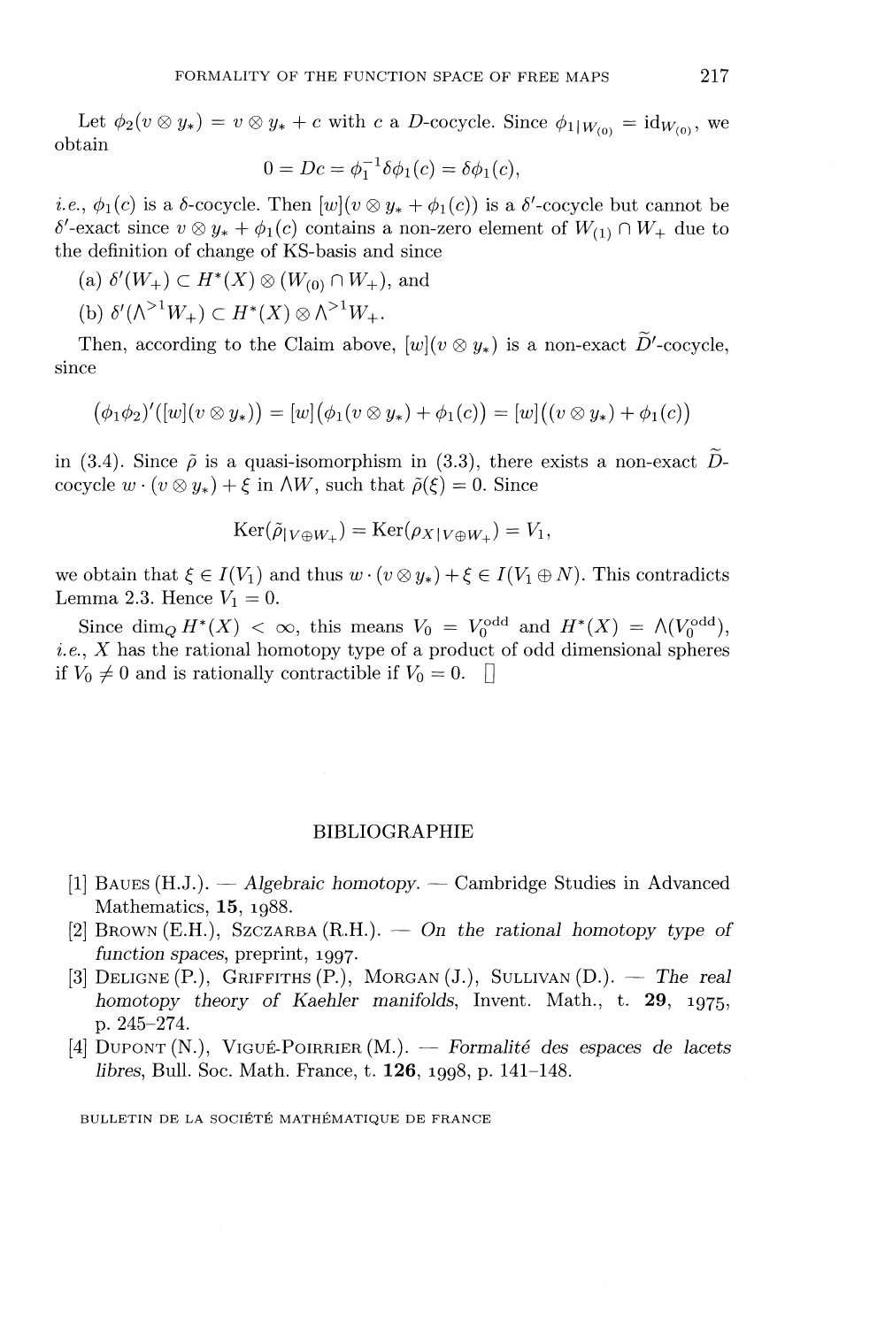Let $\phi_2(v \otimes y_*) = v \otimes y_* + c$ with $c$ a $D$-cocycle. Since $\phi_{1|W_{(0)}} = \mathrm{id}_{W_{(0)}}$, we obtain

$$0 = Dc = \phi_1^{-1}\delta\phi_1(c) = \delta\phi_1(c),$$

*i.e.*, $\phi_1(c)$ is a $\delta$-cocycle. Then $[w](v \otimes y_* + \phi_1(c))$ is a $\delta'$-cocycle but cannot be $\delta'$-exact since $v \otimes y_* + \phi_1(c)$ contains a non-zero element of $W_{(1)} \cap W_+$ due to the definition of change of KS-basis and since

(a) $\delta'(W_+) \subset H^*(X) \otimes (W_{(0)} \cap W_+)$, and

(b) $\delta'(\wedge^{>1} W_+) \subset H^*(X) \otimes \wedge^{>1} W_+$.

Then, according to the Claim above, $[w](v \otimes y_*)$ is a non-exact $\widetilde{D}'$-cocycle, since

$$(\phi_1\phi_2)'([w](v \otimes y_*)) = [w](\phi_1(v \otimes y_*) + \phi_1(c)) = [w]((v \otimes y_*) + \phi_1(c))$$

in (3.4). Since $\tilde{\rho}$ is a quasi-isomorphism in (3.3), there exists a non-exact $\widetilde{D}$-cocycle $w \cdot (v \otimes y_*) + \xi$ in $\wedge W$, such that $\tilde{\rho}(\xi) = 0$. Since

$$\mathrm{Ker}(\tilde{\rho}_{|V \oplus W_+}) = \mathrm{Ker}(\rho_{X|V \oplus W_+}) = V_1,$$

we obtain that $\xi \in I(V_1)$ and thus $w \cdot (v \otimes y_*) + \xi \in I(V_1 \oplus N)$. This contradicts Lemma 2.3. Hence $V_1 = 0$.

Since $\dim_{\mathbb{Q}} H^*(X) < \infty$, this means $V_0 = V_0^{\mathrm{odd}}$ and $H^*(X) = \wedge(V_0^{\mathrm{odd}})$, *i.e.*, $X$ has the rational homotopy type of a product of odd dimensional spheres if $V_0 \neq 0$ and is rationally contractible if $V_0 = 0$. □

## BIBLIOGRAPHIE

[1] Baues (H.J.). — *Algebraic homotopy*. — Cambridge Studies in Advanced Mathematics, **15**, 1988.

[2] Brown (E.H.), Szczarba (R.H.). — *On the rational homotopy type of function spaces*, preprint, 1997.

[3] Deligne (P.), Griffiths (P.), Morgan (J.), Sullivan (D.). — *The real homotopy theory of Kaehler manifolds*, Invent. Math., t. **29**, 1975, p. 245–274.

[4] Dupont (N.), Vigué-Poirrier (M.). — *Formalité des espaces de lacets libres*, Bull. Soc. Math. France, t. **126**, 1998, p. 141–148.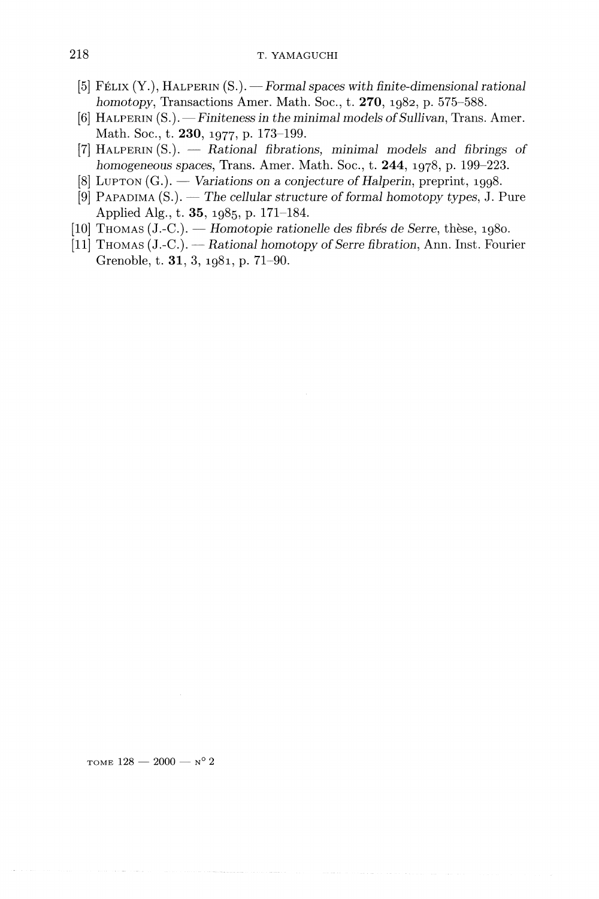[5] Félix (Y.), Halperin (S.). — *Formal spaces with finite-dimensional rational homotopy*, Transactions Amer. Math. Soc., t. **270**, 1982, p. 575–588.

[6] Halperin (S.). — *Finiteness in the minimal models of Sullivan*, Trans. Amer. Math. Soc., t. **230**, 1977, p. 173–199.

[7] Halperin (S.). — *Rational fibrations, minimal models and fibrings of homogeneous spaces*, Trans. Amer. Math. Soc., t. **244**, 1978, p. 199–223.

[8] Lupton (G.). — *Variations on a conjecture of Halperin*, preprint, 1998.

[9] Papadima (S.). — *The cellular structure of formal homotopy types*, J. Pure Applied Alg., t. **35**, 1985, p. 171–184.

[10] Thomas (J.-C.). — *Homotopie rationelle des fibrés de Serre*, thèse, 1980.

[11] Thomas (J.-C.). — *Rational homotopy of Serre fibration*, Ann. Inst. Fourier Grenoble, t. **31**, 3, 1981, p. 71–90.